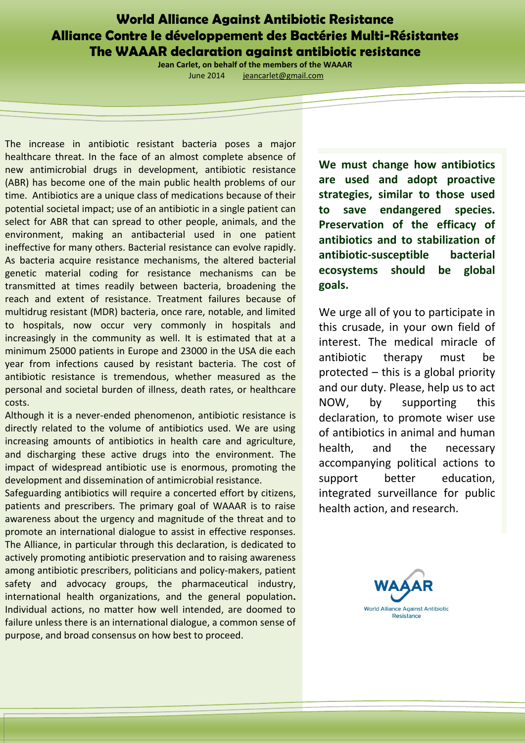# World Alliance Against Antibiotic Resistance
# Alliance Contre le développement des Bactéries Multi-Résistantes
# The WAAAR declaration against antibiotic resistance

**Jean Carlet, on behalf of the members of the WAAAR**
June 2014 jeancarlet@gmail.com

The increase in antibiotic resistant bacteria poses a major healthcare threat. In the face of an almost complete absence of new antimicrobial drugs in development, antibiotic resistance (ABR) has become one of the main public health problems of our time. Antibiotics are a unique class of medications because of their potential societal impact; use of an antibiotic in a single patient can select for ABR that can spread to other people, animals, and the environment, making an antibacterial used in one patient ineffective for many others. Bacterial resistance can evolve rapidly. As bacteria acquire resistance mechanisms, the altered bacterial genetic material coding for resistance mechanisms can be transmitted at times readily between bacteria, broadening the reach and extent of resistance. Treatment failures because of multidrug resistant (MDR) bacteria, once rare, notable, and limited to hospitals, now occur very commonly in hospitals and increasingly in the community as well. It is estimated that at a minimum 25000 patients in Europe and 23000 in the USA die each year from infections caused by resistant bacteria. The cost of antibiotic resistance is tremendous, whether measured as the personal and societal burden of illness, death rates, or healthcare costs.

Although it is a never-ended phenomenon, antibiotic resistance is directly related to the volume of antibiotics used. We are using increasing amounts of antibiotics in health care and agriculture, and discharging these active drugs into the environment. The impact of widespread antibiotic use is enormous, promoting the development and dissemination of antimicrobial resistance.

Safeguarding antibiotics will require a concerted effort by citizens, patients and prescribers. The primary goal of WAAAR is to raise awareness about the urgency and magnitude of the threat and to promote an international dialogue to assist in effective responses. The Alliance, in particular through this declaration, is dedicated to actively promoting antibiotic preservation and to raising awareness among antibiotic prescribers, politicians and policy-makers, patient safety and advocacy groups, the pharmaceutical industry, international health organizations, and the general population**.** Individual actions, no matter how well intended, are doomed to failure unless there is an international dialogue, a common sense of purpose, and broad consensus on how best to proceed.

**We must change how antibiotics are used and adopt proactive strategies, similar to those used to save endangered species. Preservation of the efficacy of antibiotics and to stabilization of antibiotic-susceptible bacterial ecosystems should be global goals.**

We urge all of you to participate in this crusade, in your own field of interest. The medical miracle of antibiotic therapy must be protected – this is a global priority and our duty. Please, help us to act NOW, by supporting this declaration, to promote wiser use of antibiotics in animal and human health, and the necessary accompanying political actions to support better education, integrated surveillance for public health action, and research.

WAAAR
World Alliance Against Antibiotic Resistance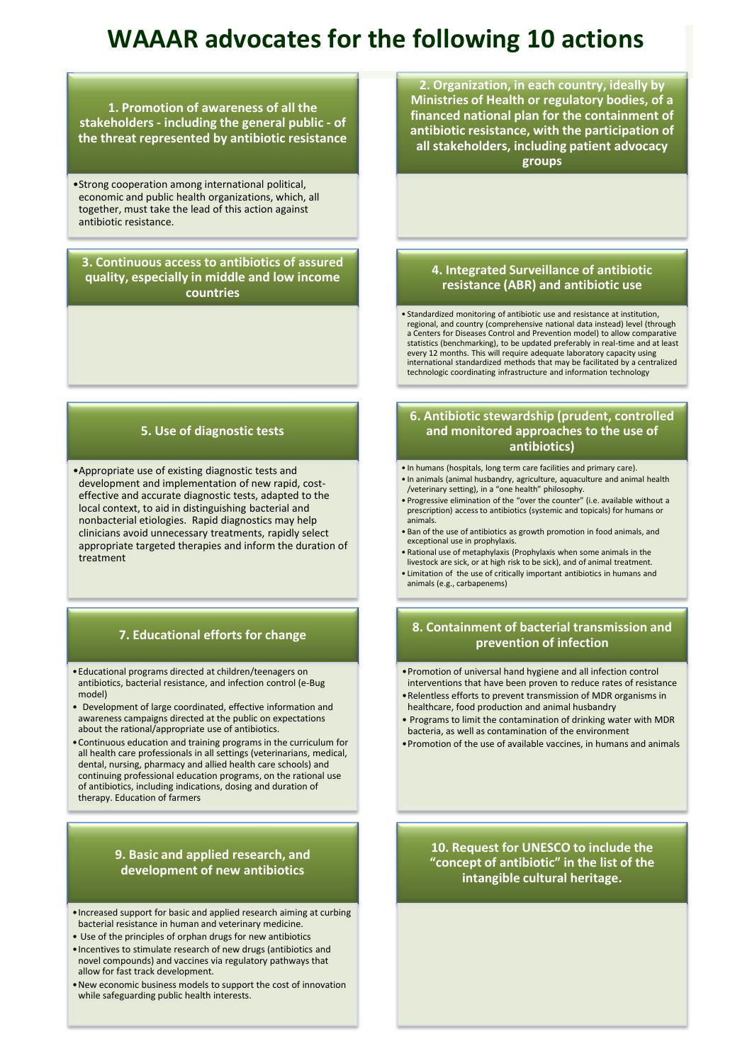# WAAAR advocates for the following 10 actions

### 1. Promotion of awareness of all the stakeholders - including the general public - of the threat represented by antibiotic resistance

- Strong cooperation among international political, economic and public health organizations, which, all together, must take the lead of this action against antibiotic resistance.

### 2. Organization, in each country, ideally by Ministries of Health or regulatory bodies, of a financed national plan for the containment of antibiotic resistance, with the participation of all stakeholders, including patient advocacy groups

### 3. Continuous access to antibiotics of assured quality, especially in middle and low income countries

### 4. Integrated Surveillance of antibiotic resistance (ABR) and antibiotic use

- Standardized monitoring of antibiotic use and resistance at institution, regional, and country (comprehensive national data instead) level (through a Centers for Diseases Control and Prevention model) to allow comparative statistics (benchmarking), to be updated preferably in real-time and at least every 12 months. This will require adequate laboratory capacity using international standardized methods that may be facilitated by a centralized technologic coordinating infrastructure and information technology

### 5. Use of diagnostic tests

- Appropriate use of existing diagnostic tests and development and implementation of new rapid, cost-effective and accurate diagnostic tests, adapted to the local context, to aid in distinguishing bacterial and nonbacterial etiologies. Rapid diagnostics may help clinicians avoid unnecessary treatments, rapidly select appropriate targeted therapies and inform the duration of treatment

### 6. Antibiotic stewardship (prudent, controlled and monitored approaches to the use of antibiotics)

- In humans (hospitals, long term care facilities and primary care).
- In animals (animal husbandry, agriculture, aquaculture and animal health /veterinary setting), in a "one health" philosophy.
- Progressive elimination of the "over the counter" (i.e. available without a prescription) access to antibiotics (systemic and topicals) for humans or animals.
- Ban of the use of antibiotics as growth promotion in food animals, and exceptional use in prophylaxis.
- Rational use of metaphylaxis (Prophylaxis when some animals in the livestock are sick, or at high risk to be sick), and of animal treatment.
- Limitation of the use of critically important antibiotics in humans and animals (e.g., carbapenems)

### 7. Educational efforts for change

- Educational programs directed at children/teenagers on antibiotics, bacterial resistance, and infection control (e-Bug model)
- Development of large coordinated, effective information and awareness campaigns directed at the public on expectations about the rational/appropriate use of antibiotics.
- Continuous education and training programs in the curriculum for all health care professionals in all settings (veterinarians, medical, dental, nursing, pharmacy and allied health care schools) and continuing professional education programs, on the rational use of antibiotics, including indications, dosing and duration of therapy. Education of farmers

### 8. Containment of bacterial transmission and prevention of infection

- Promotion of universal hand hygiene and all infection control interventions that have been proven to reduce rates of resistance
- Relentless efforts to prevent transmission of MDR organisms in healthcare, food production and animal husbandry
- Programs to limit the contamination of drinking water with MDR bacteria, as well as contamination of the environment
- Promotion of the use of available vaccines, in humans and animals

### 9. Basic and applied research, and development of new antibiotics

- Increased support for basic and applied research aiming at curbing bacterial resistance in human and veterinary medicine.
- Use of the principles of orphan drugs for new antibiotics
- Incentives to stimulate research of new drugs (antibiotics and novel compounds) and vaccines via regulatory pathways that allow for fast track development.
- New economic business models to support the cost of innovation while safeguarding public health interests.

### 10. Request for UNESCO to include the "concept of antibiotic" in the list of the intangible cultural heritage.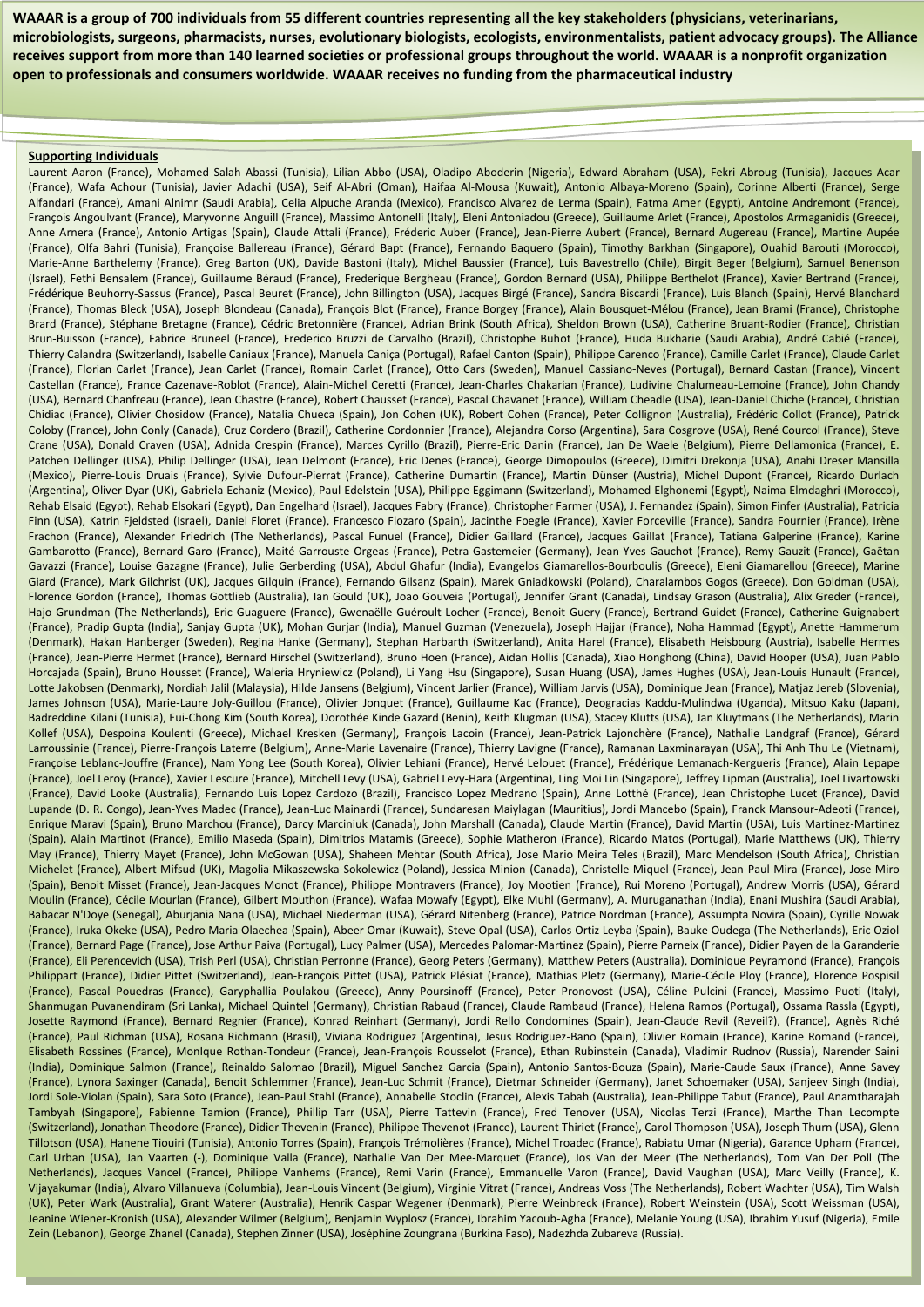**WAAAR is a group of 700 individuals from 55 different countries representing all the key stakeholders (physicians, veterinarians, microbiologists, surgeons, pharmacists, nurses, evolutionary biologists, ecologists, environmentalists, patient advocacy groups). The Alliance receives support from more than 140 learned societies or professional groups throughout the world. WAAAR is a nonprofit organization open to professionals and consumers worldwide. WAAAR receives no funding from the pharmaceutical industry**

**Supporting Individuals**

Laurent Aaron (France), Mohamed Salah Abassi (Tunisia), Lilian Abbo (USA), Oladipo Aboderin (Nigeria), Edward Abraham (USA), Fekri Abroug (Tunisia), Jacques Acar (France), Wafa Achour (Tunisia), Javier Adachi (USA), Seif Al-Abri (Oman), Haifaa Al-Mousa (Kuwait), Antonio Albaya-Moreno (Spain), Corinne Alberti (France), Serge Alfandari (France), Amani Alnimr (Saudi Arabia), Celia Alpuche Aranda (Mexico), Francisco Alvarez de Lerma (Spain), Fatma Amer (Egypt), Antoine Andremont (France), François Angoulvant (France), Maryvonne Anguill (France), Massimo Antonelli (Italy), Eleni Antoniadou (Greece), Guillaume Arlet (France), Apostolos Armaganidis (Greece), Anne Arnera (France), Antonio Artigas (Spain), Claude Attali (France), Fréderic Auber (France), Jean-Pierre Aubert (France), Bernard Augereau (France), Martine Aupée (France), Olfa Bahri (Tunisia), Françoise Ballereau (France), Gérard Bapt (France), Fernando Baquero (Spain), Timothy Barkhan (Singapore), Ouahid Barouti (Morocco), Marie-Anne Barthelemy (France), Greg Barton (UK), Davide Bastoni (Italy), Michel Baussier (France), Luis Bavestrello (Chile), Birgit Beger (Belgium), Samuel Benenson (Israel), Fethi Bensalem (France), Guillaume Béraud (France), Frederique Bergheau (France), Gordon Bernard (USA), Philippe Berthelot (France), Xavier Bertrand (France), Frédérique Beuhorry-Sassus (France), Pascal Beuret (France), John Billington (USA), Jacques Birgé (France), Sandra Biscardi (France), Luis Blanch (Spain), Hervé Blanchard (France), Thomas Bleck (USA), Joseph Blondeau (Canada), François Blot (France), France Borgey (France), Alain Bousquet-Mélou (France), Jean Brami (France), Christophe Brard (France), Stéphane Bretagne (France), Cédric Bretonnière (France), Adrian Brink (South Africa), Sheldon Brown (USA), Catherine Bruant-Rodier (France), Christian Brun-Buisson (France), Fabrice Bruneel (France), Frederico Bruzzi de Carvalho (Brazil), Christophe Buhot (France), Huda Bukharie (Saudi Arabia), André Cabié (France), Thierry Calandra (Switzerland), Isabelle Caniaux (France), Manuela Caniça (Portugal), Rafael Canton (Spain), Philippe Carenco (France), Camille Carlet (France), Claude Carlet (France), Florian Carlet (France), Jean Carlet (France), Romain Carlet (France), Otto Cars (Sweden), Manuel Cassiano-Neves (Portugal), Bernard Castan (France), Vincent Castellan (France), France Cazenave-Roblot (France), Alain-Michel Ceretti (France), Jean-Charles Chakarian (France), Ludivine Chalumeau-Lemoine (France), John Chandy (USA), Bernard Chanfreau (France), Jean Chastre (France), Robert Chausset (France), Pascal Chavanet (France), William Cheadle (USA), Jean-Daniel Chiche (France), Christian Chidiac (France), Olivier Chosidow (France), Natalia Chueca (Spain), Jon Cohen (UK), Robert Cohen (France), Peter Collignon (Australia), Frédéric Collot (France), Patrick Coloby (France), John Conly (Canada), Cruz Cordero (Brazil), Catherine Cordonnier (France), Alejandra Corso (Argentina), Sara Cosgrove (USA), René Courcol (France), Steve Crane (USA), Donald Craven (USA), Adnida Crespin (France), Marces Cyrillo (Brazil), Pierre-Eric Danin (France), Jan De Waele (Belgium), Pierre Dellamonica (France), E. Patchen Dellinger (USA), Philip Dellinger (USA), Jean Delmont (France), Eric Denes (France), George Dimopoulos (Greece), Dimitri Drekonja (USA), Anahi Dreser Mansilla (Mexico), Pierre-Louis Druais (France), Sylvie Dufour-Pierrat (France), Catherine Dumartin (France), Martin Dünser (Austria), Michel Dupont (France), Ricardo Durlach (Argentina), Oliver Dyar (UK), Gabriela Echaniz (Mexico), Paul Edelstein (USA), Philippe Eggimann (Switzerland), Mohamed Elghonemi (Egypt), Naima Elmdaghri (Morocco), Rehab Elsaid (Egypt), Rehab Elsokari (Egypt), Dan Engelhard (Israel), Jacques Fabry (France), Christopher Farmer (USA), J. Fernandez (Spain), Simon Finfer (Australia), Patricia Finn (USA), Katrin Fjeldsted (Israel), Daniel Floret (France), Francesco Flozaro (Spain), Jacinthe Foegle (France), Xavier Forceville (France), Sandra Fournier (France), Irène Frachon (France), Alexander Friedrich (The Netherlands), Pascal Funuel (France), Didier Gaillard (France), Jacques Gaillat (France), Tatiana Galperine (France), Karine Gambarotto (France), Bernard Garo (France), Maité Garrouste-Orgeas (France), Petra Gastemeier (Germany), Jean-Yves Gauchot (France), Remy Gauzit (France), Gaëtan Gavazzi (France), Louise Gazagne (France), Julie Gerberding (USA), Abdul Ghafur (India), Evangelos Giamarellos-Bourboulis (Greece), Eleni Giamarellou (Greece), Marine Giard (France), Mark Gilchrist (UK), Jacques Gilquin (France), Fernando Gilsanz (Spain), Marek Gniadkowski (Poland), Charalambos Gogos (Greece), Don Goldman (USA), Florence Gordon (France), Thomas Gottlieb (Australia), Ian Gould (UK), Joao Gouveia (Portugal), Jennifer Grant (Canada), Lindsay Grason (Australia), Alix Greder (France), Hajo Grundman (The Netherlands), Eric Guaguere (France), Gwenaëlle Guéroult-Locher (France), Benoit Guery (France), Bertrand Guidet (France), Catherine Guignabert (France), Pradip Gupta (India), Sanjay Gupta (UK), Mohan Gurjar (India), Manuel Guzman (Venezuela), Joseph Hajjar (France), Noha Hammad (Egypt), Anette Hammerum (Denmark), Hakan Hanberger (Sweden), Regina Hanke (Germany), Stephan Harbarth (Switzerland), Anita Harel (France), Elisabeth Heisbourg (Austria), Isabelle Hermes (France), Jean-Pierre Hermet (France), Bernard Hirschel (Switzerland), Bruno Hoen (France), Aidan Hollis (Canada), Xiao Honghong (China), David Hooper (USA), Juan Pablo Horcajada (Spain), Bruno Housset (France), Waleria Hryniewicz (Poland), Li Yang Hsu (Singapore), Susan Huang (USA), James Hughes (USA), Jean-Louis Hunault (France), Lotte Jakobsen (Denmark), Nordiah Jalil (Malaysia), Hilde Jansens (Belgium), Vincent Jarlier (France), William Jarvis (USA), Dominique Jean (France), Matjaz Jereb (Slovenia), James Johnson (USA), Marie-Laure Joly-Guillou (France), Olivier Jonquet (France), Guillaume Kac (France), Deogracias Kaddu-Mulindwa (Uganda), Mitsuo Kaku (Japan), Badreddine Kilani (Tunisia), Eui-Chong Kim (South Korea), Dorothée Kinde Gazard (Benin), Keith Klugman (USA), Stacey Klutts (USA), Jan Kluytmans (The Netherlands), Marin Kollef (USA), Despoina Koulenti (Greece), Michael Kresken (Germany), François Lacoin (France), Jean-Patrick Lajonchère (France), Nathalie Landgraf (France), Gérard Larroussinie (France), Pierre-François Laterre (Belgium), Anne-Marie Lavenaire (France), Thierry Lavigne (France), Ramanan Laxminarayan (USA), Thi Anh Thu Le (Vietnam), Françoise Leblanc-Jouffre (France), Nam Yong Lee (South Korea), Olivier Lehiani (France), Hervé Lelouet (France), Frédérique Lemanach-Kergueris (France), Alain Lepape (France), Joel Leroy (France), Xavier Lescure (France), Mitchell Levy (USA), Gabriel Levy-Hara (Argentina), Ling Moi Lin (Singapore), Jeffrey Lipman (Australia), Joel Livartowski (France), David Looke (Australia), Fernando Luis Lopez Cardozo (Brazil), Francisco Lopez Medrano (Spain), Anne Lotthé (France), Jean Christophe Lucet (France), David Lupande (D. R. Congo), Jean-Yves Madec (France), Jean-Luc Mainardi (France), Sundaresan Maiylagan (Mauritius), Jordi Mancebo (Spain), Franck Mansour-Adeoti (France), Enrique Maravi (Spain), Bruno Marchou (France), Darcy Marciniuk (Canada), John Marshall (Canada), Claude Martin (France), David Martin (USA), Luis Martinez-Martinez (Spain), Alain Martinot (France), Emilio Maseda (Spain), Dimitrios Matamis (Greece), Sophie Matheron (France), Ricardo Matos (Portugal), Marie Matthews (UK), Thierry May (France), Thierry Mayet (France), John McGowan (USA), Shaheen Mehtar (South Africa), Jose Mario Meira Teles (Brazil), Marc Mendelson (South Africa), Christian Michelet (France), Albert Mifsud (UK), Magolia Mikaszewska-Sokolewicz (Poland), Jessica Minion (Canada), Christelle Miquel (France), Jean-Paul Mira (France), Jose Miro (Spain), Benoit Misset (France), Jean-Jacques Monot (France), Philippe Montravers (France), Joy Mootien (France), Rui Moreno (Portugal), Andrew Morris (USA), Gérard Moulin (France), Cécile Mourlan (France), Gilbert Mouthon (France), Wafaa Mowafy (Egypt), Elke Muhl (Germany), A. Muruganathan (India), Enani Mushira (Saudi Arabia), Babacar N'Doye (Senegal), Aburjania Nana (USA), Michael Niederman (USA), Gérard Nitenberg (France), Patrice Nordman (France), Assumpta Novira (Spain), Cyrille Nowak (France), Iruka Okeke (USA), Pedro Maria Olaechea (Spain), Abeer Omar (Kuwait), Steve Opal (USA), Carlos Ortiz Leyba (Spain), Bauke Oudega (The Netherlands), Eric Oziol (France), Bernard Page (France), Jose Arthur Paiva (Portugal), Lucy Palmer (USA), Mercedes Palomar-Martinez (Spain), Pierre Parneix (France), Didier Payen de la Garanderie (France), Eli Perencevich (USA), Trish Perl (USA), Christian Perronne (France), Georg Peters (Germany), Matthew Peters (Australia), Dominique Peyramond (France), François Philippart (France), Didier Pittet (Switzerland), Jean-François Pittet (USA), Patrick Plésiat (France), Mathias Pletz (Germany), Marie-Cécile Ploy (France), Florence Pospisil (France), Pascal Pouedras (France), Garyphallia Poulakou (Greece), Anny Poursinoff (France), Peter Pronovost (USA), Céline Pulcini (France), Massimo Puoti (Italy), Shanmugan Puvanendiram (Sri Lanka), Michael Quintel (Germany), Christian Rabaud (France), Claude Rambaud (France), Helena Ramos (Portugal), Ossama Rassla (Egypt), Josette Raymond (France), Bernard Regnier (France), Konrad Reinhart (Germany), Jordi Rello Condomines (Spain), Jean-Claude Revil (Reveil?), (France), Agnès Riché (France), Paul Richman (USA), Rosana Richmann (Brasil), Viviana Rodriguez (Argentina), Jesus Rodriguez-Bano (Spain), Olivier Romain (France), Karine Romand (France), Elisabeth Rossines (France), MonIque Rothan-Tondeur (France), Jean-François Rousselot (France), Ethan Rubinstein (Canada), Vladimir Rudnov (Russia), Narender Saini (India), Dominique Salmon (France), Reinaldo Salomao (Brazil), Miguel Sanchez Garcia (Spain), Antonio Santos-Bouza (Spain), Marie-Caude Saux (France), Anne Savey (France), Lynora Saxinger (Canada), Benoit Schlemmer (France), Jean-Luc Schmit (France), Dietmar Schneider (Germany), Janet Schoemaker (USA), Sanjeev Singh (India), Jordi Sole-Violan (Spain), Sara Soto (France), Jean-Paul Stahl (France), Annabelle Stoclin (France), Alexis Tabah (Australia), Jean-Philippe Tabut (France), Paul Anamtharajah Tambyah (Singapore), Fabienne Tamion (France), Phillip Tarr (USA), Pierre Tattevin (France), Fred Tenover (USA), Nicolas Terzi (France), Marthe Than Lecompte (Switzerland), Jonathan Theodore (France), Didier Thevenin (France), Philippe Thevenot (France), Laurent Thiriet (France), Carol Thompson (USA), Joseph Thurn (USA), Glenn Tillotson (USA), Hanene Tiouiri (Tunisia), Antonio Torres (Spain), François Trémolières (France), Michel Troadec (France), Rabiatu Umar (Nigeria), Garance Upham (France), Carl Urban (USA), Jan Vaarten (-), Dominique Valla (France), Nathalie Van Der Mee-Marquet (France), Jos Van der Meer (The Netherlands), Tom Van Der Poll (The Netherlands), Jacques Vancel (France), Philippe Vanhems (France), Remi Varin (France), Emmanuelle Varon (France), David Vaughan (USA), Marc Veilly (France), K. Vijayakumar (India), Alvaro Villanueva (Columbia), Jean-Louis Vincent (Belgium), Virginie Vitrat (France), Andreas Voss (The Netherlands), Robert Wachter (USA), Tim Walsh (UK), Peter Wark (Australia), Grant Waterer (Australia), Henrik Caspar Wegener (Denmark), Pierre Weinbreck (France), Robert Weinstein (USA), Scott Weissman (USA), Jeanine Wiener-Kronish (USA), Alexander Wilmer (Belgium), Benjamin Wyplosz (France), Ibrahim Yacoub-Agha (France), Melanie Young (USA), Ibrahim Yusuf (Nigeria), Emile Zein (Lebanon), George Zhanel (Canada), Stephen Zinner (USA), Joséphine Zoungrana (Burkina Faso), Nadezhda Zubareva (Russia).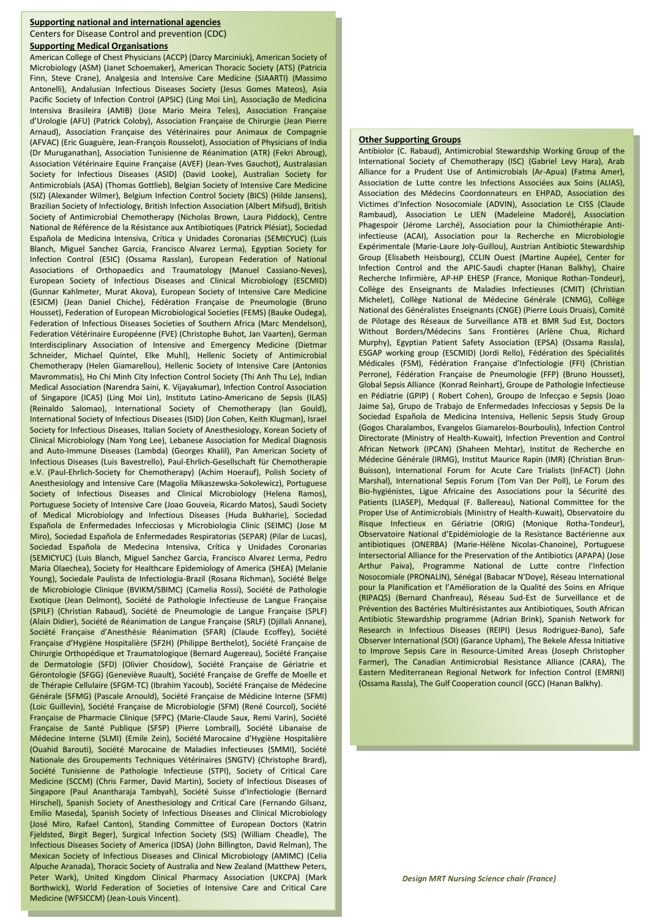**Supporting national and international agencies**

Centers for Disease Control and prevention (CDC)

**Supporting Medical Organisations**

American College of Chest Physicians (ACCP) (Darcy Marciniuk), American Society of Microbiology (ASM) (Janet Schoemaker), American Thoracic Society (ATS) (Patricia Finn, Steve Crane), Analgesia and Intensive Care Medicine (SIAARTI) (Massimo Antonelli), Andalusian Infectious Diseases Society (Jesus Gomes Mateos), Asia Pacific Society of Infection Control (APSIC) (Ling Moi Lin), Associação de Medicina Intensiva Brasileira (AMIB) (Jose Mario Meira Teles), Association Française d'Urologie (AFU) (Patrick Coloby), Association Française de Chirurgie (Jean Pierre Arnaud), Association Française des Vétérinaires pour Animaux de Compagnie (AFVAC) (Eric Guaguère, Jean-François Rousselot), Association of Physicians of India (Dr Muruganathan), Association Tunisienne de Réanimation (ATR) (Fekri Abrough), Association Vétérinaire Equine Française (AVEF) (Jean-Yves Gauchot), Australasian Society for Infectious Diseases (ASID) (David Looke), Australian Society for Antimicrobials (ASA) (Thomas Gottlieb), Belgian Society of Intensive Care Medicine (SIZ) (Alexander Wilmer), Belgium Infection Control Society (BICS) (Hilde Jansens), Brazilian Society of Infectiology, British Infection Association (Albert Mifsud), British Society of Antimicrobial Chemotherapy (Nicholas Brown, Laura Piddock), Centre National de Référence de la Résistance aux Antibiotiques (Patrick Plésiat), Sociedad Española de Medicina Intensiva, Crítica y Unidades Coronarias (SEMICYUC) (Luis Blanch, Miguel Sanchez Garcia, Francisco Alvarez Lerma), Egyptian Society for Infection Control (ESIC) (Ossama Rasslan), European Federation of National Associations of Orthopaedics and Traumatology (Manuel Cassiano-Neves), European Society of Infectious Diseases and Clinical Microbiology (ESCMID) (Gunnar Kahlmeter, Murat Akova), European Society of Intensive Care Medicine (ESICM) (Jean Daniel Chiche), Fédération Française de Pneumologie (Bruno Housset), Federation of European Microbiological Societies (FEMS) (Bauke Oudega), Federation of Infectious Diseases Societies of Southern Africa (Marc Mendelson), Federation Vétérinaire Européenne (FVE) (Christophe Buhot, Jan Vaarten), German Interdisciplinary Association of Intensive and Emergency Medicine (Dietmar Schneider, Michael Quintel, Elke Muhl), Hellenic Society of Antimicrobial Chemotherapy (Helen Giamarellou), Hellenic Society of Intensive Care (Antonios Mavrommatis), Ho Chi Minh City Infection Control Society (Thi Anh Thu Le), Indian Medical Association (Narendra Saini, K. Vijayakumar), Infection Control Association of Singapore (ICAS) (Ling Moi Lin), Instituto Latino-Americano de Sepsis (ILAS) (Reinaldo Salomao), International Society of Chemotherapy (Ian Gould), International Society of Infectious Diseases (ISID) (Jon Cohen, Keith Klugman), Israel Society for Infectious Diseases, Italian Society of Anesthesiology, Korean Society of Clinical Microbiology (Nam Yong Lee), Lebanese Association for Medical Diagnosis and Auto-Immune Diseases (Lambda) (Georges Khalil), Pan American Society of Infectious Diseases (Luis Bavestrello), Paul-Ehrlich-Gesellschaft für Chemotherapie e.V. (Paul-Ehrlich-Society for Chemotherapy) (Achim Hoerauf), Polish Society of Anesthesiology and Intensive Care (Magolia Mikaszewska-Sokolewicz), Portuguese Society of Infectious Diseases and Clinical Microbiology (Helena Ramos), Portuguese Society of Intensive Care (Joao Gouveia, Ricardo Matos), Saudi Society of Medical Microbiology and Infectious Diseases (Huda Bukharie), Sociedad Española de Enfermedades Infecciosas y Microbiologia Clinic (SEIMC) (Jose M Miro), Sociedad Española de Enfermedades Respiratorias (SEPAR) (Pilar de Lucas), Sociedad Española de Medecina Intensiva, Crítica y Unidades Coronarias (SEMICYUC) (Luis Blanch, Miguel Sanchez Garcia, Francisco Alvarez Lerma, Pedro Maria Olaechea), Society for Healthcare Epidemiology of America (SHEA) (Melanie Young), Sociedale Paulista de Infectiologia-Brazil (Rosana Richman), Société Belge de Microbiologie Clinique (BVIKM/SBIMC) (Camelia Rossi), Société de Pathologie Exotique (Jean Delmont), Société de Pathologie Infectieuse de Langue Française (SPILF) (Christian Rabaud), Société de Pneumologie de Langue Française (SPLF) (Alain Didier), Société de Réanimation de Langue Française (SRLF) (Djillali Annane), Société Française d'Anesthésie Réanimation (SFAR) (Claude Ecoffey), Société Française d'Hygiène Hospitalière (SF2H) (Philippe Berthelot), Société Française de Chirurgie Orthopédique et Traumatologique (Bernard Augereau), Société Française de Dermatologie (SFD) (Olivier Chosidow), Société Française de Gériatrie et Gérontologie (SFGG) (Geneviève Ruault), Société Française de Greffe de Moelle et de Thérapie Cellulaire (SFGM-TC) (Ibrahim Yacoub), Société Française de Médecine Générale (SFMG) (Pascale Arnould), Société Française de Médicine Interne (SFMI) (Loic Guillevin), Société Française de Microbiologie (SFM) (René Courcol), Société Française de Pharmacie Clinique (SFPC) (Marie-Claude Saux, Remi Varin), Société Française de Santé Publique (SFSP) (Pierre Lombrail), Société Libanaise de Médecine Interne (SLMI) (Emile Zein), Société Marocaine d'Hygiène Hospitalière (Ouahid Barouti), Société Marocaine de Maladies Infectieuses (SMMI), Société Nationale des Groupements Techniques Vétérinaires (SNGTV) (Christophe Brard), Société Tunisienne de Pathologie Infectieuse (STPI), Society of Critical Care Medicine (SCCM) (Chris Farmer, David Martin), Society of Infectious Diseases of Singapore (Paul Anantharaja Tambyah), Société Suisse d'Infectiologie (Bernard Hirschel), Spanish Society of Anesthesiology and Critical Care (Fernando Gilsanz, Emilio Maseda), Spanish Society of Infectious Diseases and Clinical Microbiology (José Miro, Rafael Canton), Standing Committee of European Doctors (Katrin Fjeldsted, Birgit Beger), Surgical Infection Society (SIS) (William Cheadle), The Infectious Diseases Society of America (IDSA) (John Billington, David Relman), The Mexican Society of Infectious Diseases and Clinical Microbiology (AMIMC) (Celia Alpuche Aranada), Thoracic Society of Australia and New Zealand (Matthew Peters, Peter Wark), United Kingdom Clinical Pharmacy Association (UKCPA) (Mark Borthwick), World Federation of Societies of Intensive Care and Critical Care Medicine (WFSICCM) (Jean-Louis Vincent).

**Other Supporting Groups**

Antibiolor (C. Rabaud), Antimicrobial Stewardship Working Group of the International Society of Chemotherapy (ISC) (Gabriel Levy Hara), Arab Alliance for a Prudent Use of Antimicrobials (Ar-Apua) (Fatma Amer), Association de Lutte contre les Infections Associées aux Soins (ALIAS), Association des Médecins Coordonnateurs en EHPAD, Association des Victimes d'Infection Nosocomiale (ADVIN), Association Le CISS (Claude Rambaud), Association Le LIEN (Madeleine Madoré), Association Phagespoir (Jérome Larché), Association pour la Chimiothérapie Anti-infectieuse (ACAI), Association pour la Recherche en Microbiologie Expérimentale (Marie-Laure Joly-Guillou), Austrian Antibiotic Stewardship Group (Elisabeth Heisbourg), CCLIN Ouest (Martine Aupée), Center for Infection Control and the APIC-Saudi chapter (Hanan Balkhy), Chaire Recherche Infirmière, AP-HP EHESP (France, Monique Rothan-Tondeur), Collège des Enseignants de Maladies Infectieuses (CMIT) (Christian Michelet), Collège National de Médecine Générale (CNMG), Collège National des Généralistes Enseignants (CNGE) (Pierre Louis Druais), Comité de Pilotage des Réseaux de Surveillance ATB et BMR Sud Est, Doctors Without Borders/Médecins Sans Frontières (Arlène Chua, Richard Murphy), Egyptian Patient Safety Association (EPSA) (Ossama Rassla), ESGAP working group (ESCMID) (Jordi Rello), Fédération des Spécialités Médicales (FSM), Fédération Française d'Infectiologie (FFI) (Christian Perrone), Fédération Française de Pneumologie (FFP) (Bruno Housset), Global Sepsis Alliance (Konrad Reinhart), Groupe de Pathologie Infectieuse en Pédiatrie (GPIP) ( Robert Cohen), Groupo de Infecçao e Sepsis (Joao Jaime Sa), Grupo de Trabajo de Enfermedades Infecciosas y Sepsis De la Sociedad Española de Medicina Intensiva, Hellenic Sepsis Study Group (Gogos Charalambos, Evangelos Giamarelos-Bourboulis), Infection Control Directorate (Ministry of Health-Kuwait), Infection Prevention and Control African Network (IPCAN) (Shaheen Mehtar), Institut de Recherche en Médecine Générale (IRMG), Institut Maurice Rapin (IMR) (Christian Brun-Buisson), International Forum for Acute Care Trialists (InFACT) (John Marshal), International Sepsis Forum (Tom Van Der Poll), Le Forum des Bio-hygiénistes, Ligue Africaine des Associations pour la Sécurité des Patients (LIASEP), Medqual (F. Ballereau), National Committee for the Proper Use of Antimicrobials (Ministry of Health-Kuwait), Observatoire du Risque Infectieux en Gériatrie (ORIG) (Monique Rotha-Tondeur), Observatoire National d'Epidémiologie de la Resistance Bactérienne aux antibiotiques (ONERBA) (Marie-Hélène Nicolas-Chanoine), Portuguese Intersectorial Alliance for the Preservation of the Antibiotics (APAPA) (Jose Arthur Paiva), Programme National de Lutte contre l'Infection Nosocomiale (PRONALIN), Sénégal (Babacar N'Doye), Réseau International pour la Planification et l'Amélioration de la Qualité des Soins en Afrique (RIPAQS) (Bernard Chanfreau), Réseau Sud-Est de Surveillance et de Prévention des Bactéries Multirésistantes aux Antibiotiques, South African Antibiotic Stewardship programme (Adrian Brink), Spanish Network for Research in Infectious Diseases (REIPI) (Jesus Rodriguez-Bano), Safe Observer International (SOI) (Garance Upham), The Bekele Afessa Initiative to Improve Sepsis Care in Resource-Limited Areas (Joseph Christopher Farmer), The Canadian Antimicrobial Resistance Alliance (CARA), The Eastern Mediterranean Regional Network for Infection Control (EMRNI) (Ossama Rassla), The Gulf Cooperation council (GCC) (Hanan Balkhy).

*Design MRT Nursing Science chair (France)*